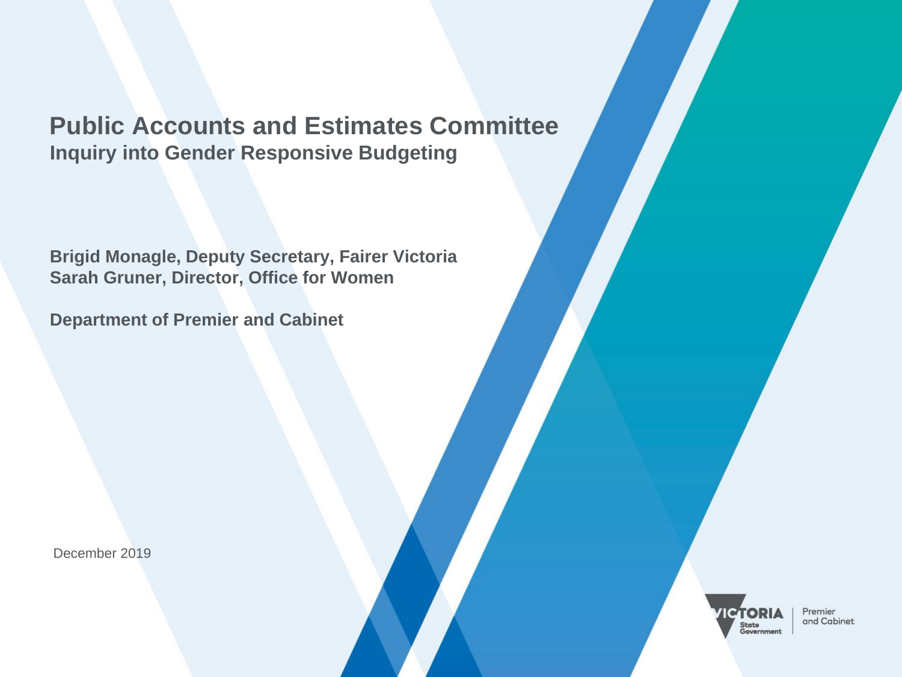# Public Accounts and Estimates Committee

## Inquiry into Gender Responsive Budgeting

**Brigid Monagle, Deputy Secretary, Fairer Victoria**
**Sarah Gruner, Director, Office for Women**

**Department of Premier and Cabinet**

December 2019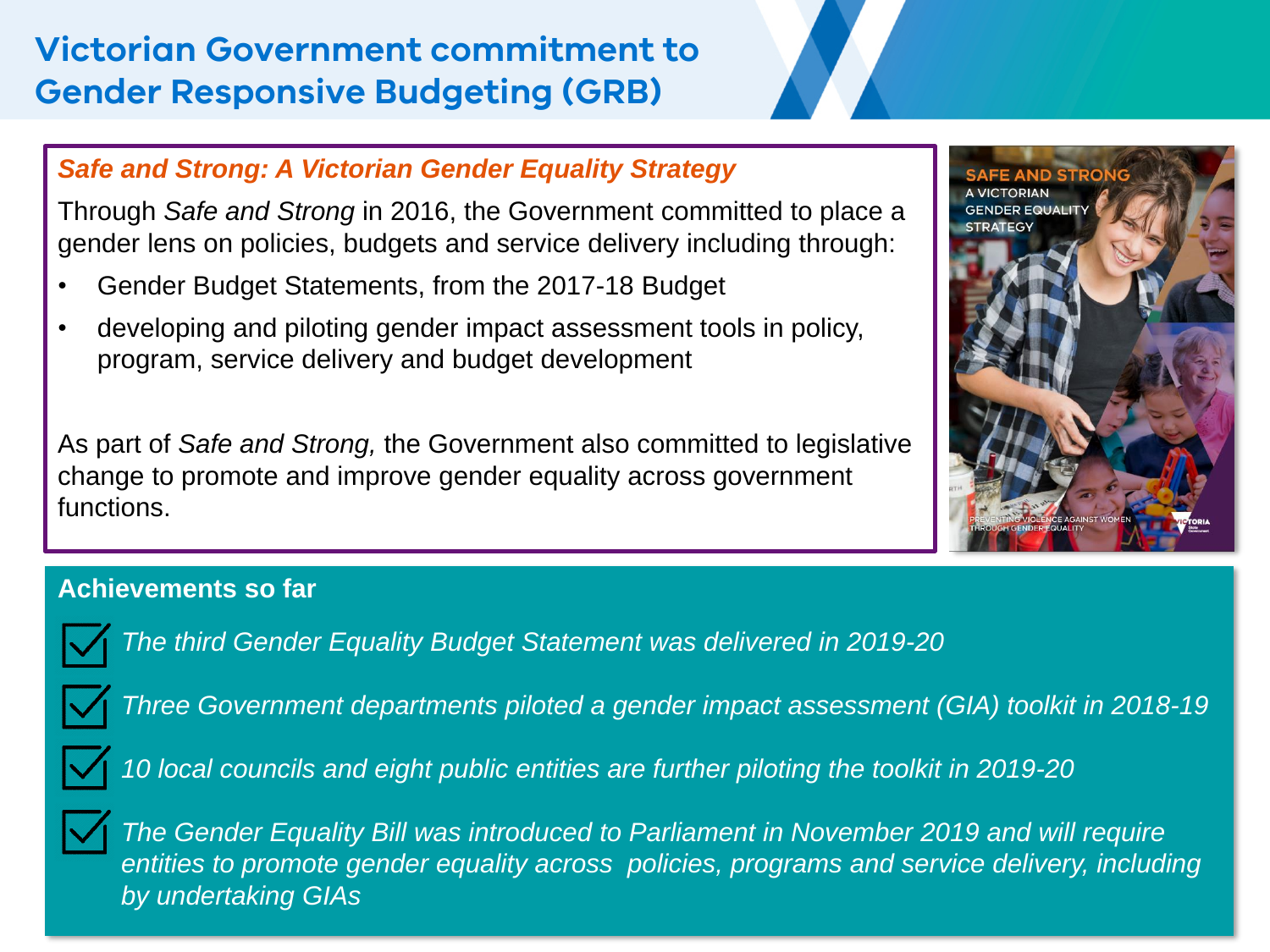# Victorian Government commitment to Gender Responsive Budgeting (GRB)

## *Safe and Strong: A Victorian Gender Equality Strategy*

Through *Safe and Strong* in 2016, the Government committed to place a gender lens on policies, budgets and service delivery including through:

- Gender Budget Statements, from the 2017-18 Budget
- developing and piloting gender impact assessment tools in policy, program, service delivery and budget development

As part of *Safe and Strong,* the Government also committed to legislative change to promote and improve gender equality across government functions.

## Achievements so far

- ☑ *The third Gender Equality Budget Statement was delivered in 2019-20*
- ☑ *Three Government departments piloted a gender impact assessment (GIA) toolkit in 2018-19*
- ☑ *10 local councils and eight public entities are further piloting the toolkit in 2019-20*
- ☑ *The Gender Equality Bill was introduced to Parliament in November 2019 and will require entities to promote gender equality across policies, programs and service delivery, including by undertaking GIAs*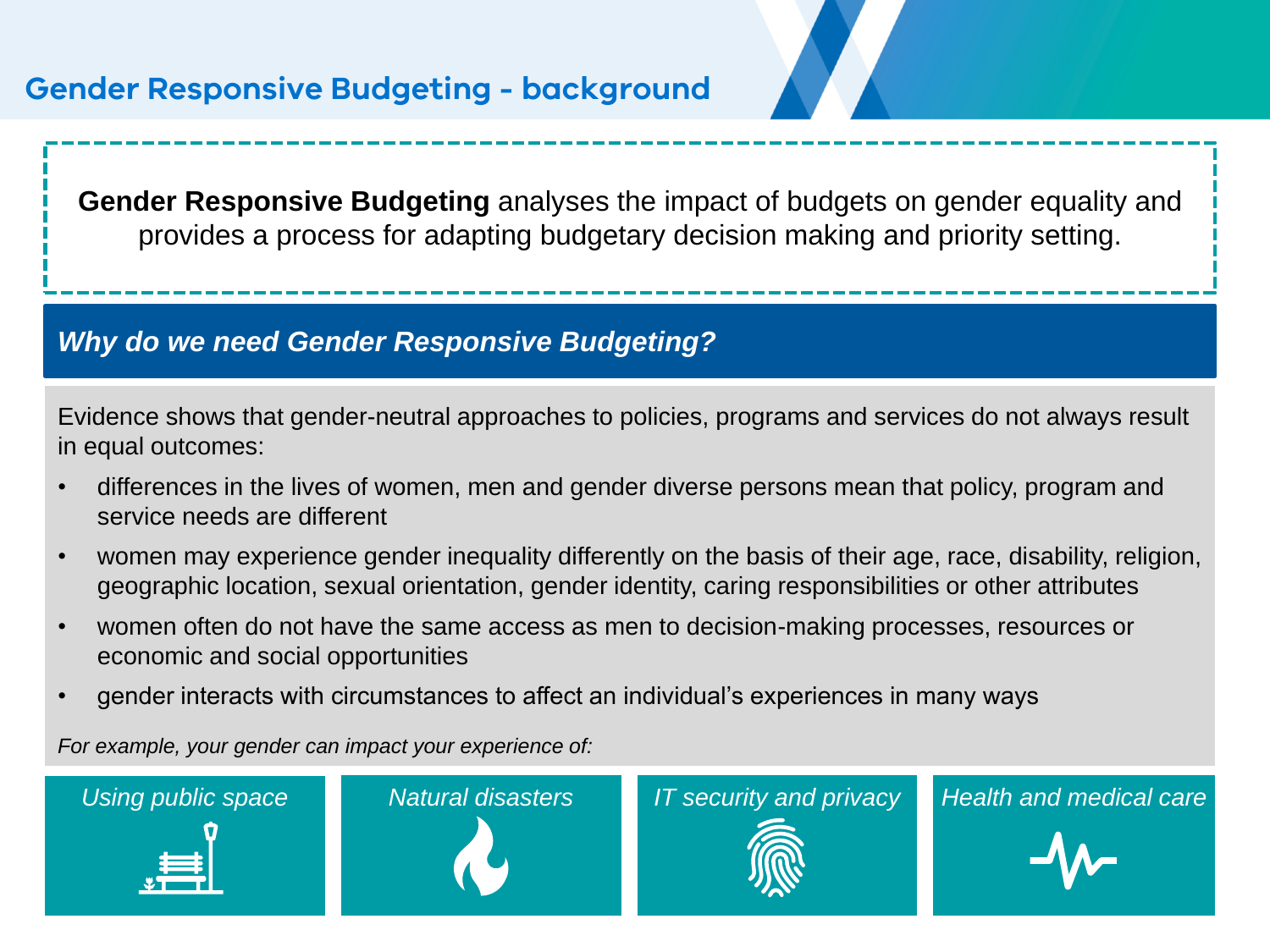# Gender Responsive Budgeting - background

**Gender Responsive Budgeting** analyses the impact of budgets on gender equality and provides a process for adapting budgetary decision making and priority setting.

## *Why do we need Gender Responsive Budgeting?*

Evidence shows that gender-neutral approaches to policies, programs and services do not always result in equal outcomes:

- differences in the lives of women, men and gender diverse persons mean that policy, program and service needs are different
- women may experience gender inequality differently on the basis of their age, race, disability, religion, geographic location, sexual orientation, gender identity, caring responsibilities or other attributes
- women often do not have the same access as men to decision-making processes, resources or economic and social opportunities
- gender interacts with circumstances to affect an individual's experiences in many ways

*For example, your gender can impact your experience of:*

- *Using public space*
- *Natural disasters*
- *IT security and privacy*
- *Health and medical care*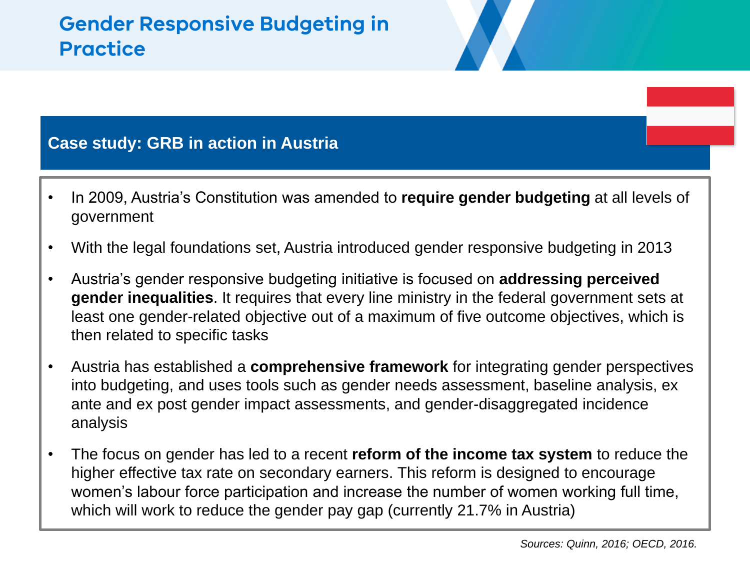# Gender Responsive Budgeting in Practice

## Case study: GRB in action in Austria

- In 2009, Austria's Constitution was amended to **require gender budgeting** at all levels of government
- With the legal foundations set, Austria introduced gender responsive budgeting in 2013
- Austria's gender responsive budgeting initiative is focused on **addressing perceived gender inequalities**. It requires that every line ministry in the federal government sets at least one gender-related objective out of a maximum of five outcome objectives, which is then related to specific tasks
- Austria has established a **comprehensive framework** for integrating gender perspectives into budgeting, and uses tools such as gender needs assessment, baseline analysis, ex ante and ex post gender impact assessments, and gender-disaggregated incidence analysis
- The focus on gender has led to a recent **reform of the income tax system** to reduce the higher effective tax rate on secondary earners. This reform is designed to encourage women's labour force participation and increase the number of women working full time, which will work to reduce the gender pay gap (currently 21.7% in Austria)

*Sources: Quinn, 2016; OECD, 2016.*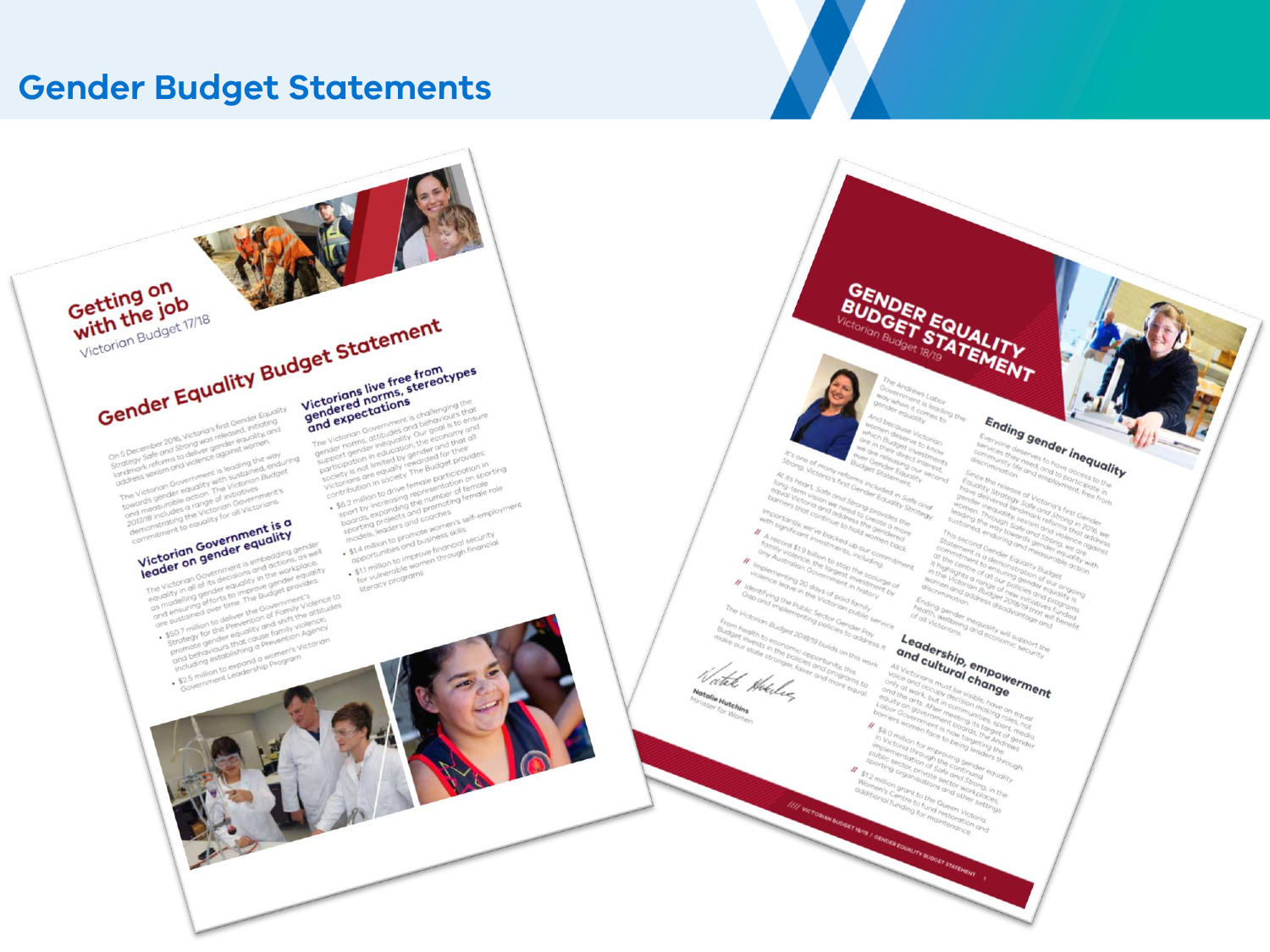# Gender Budget Statements

## Getting on with the job

Victorian Budget 17/18

### Gender Equality Budget Statement

#### Victorian Government is a leader on gender equality

#### Victorians live free from gendered norms, stereotypes and expectations

## GENDER EQUALITY BUDGET STATEMENT

Victorian Budget 18/19

#### Ending gender inequality

#### Leadership, empowerment and cultural change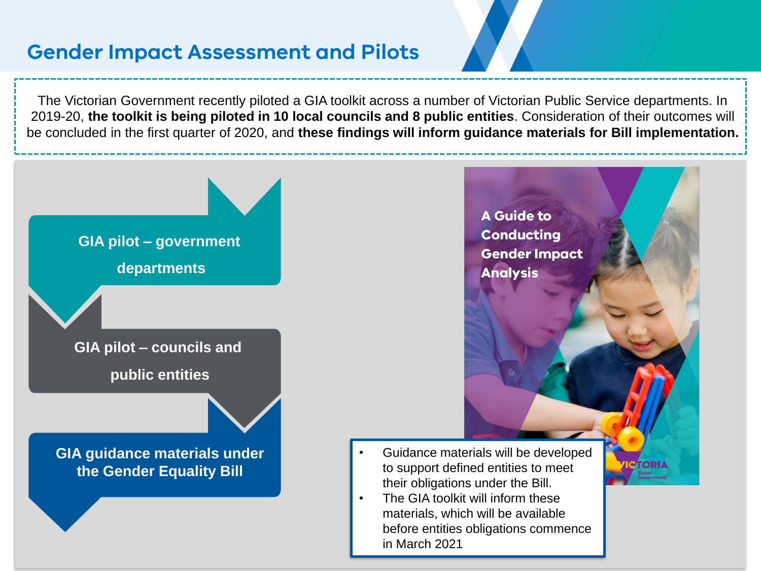# Gender Impact Assessment and Pilots

The Victorian Government recently piloted a GIA toolkit across a number of Victorian Public Service departments. In 2019-20, **the toolkit is being piloted in 10 local councils and 8 public entities**. Consideration of their outcomes will be concluded in the first quarter of 2020, and **these findings will inform guidance materials for Bill implementation.**

**GIA pilot – government departments**

**GIA pilot – councils and public entities**

**GIA guidance materials under the Gender Equality Bill**

A Guide to Conducting Gender Impact Analysis

- Guidance materials will be developed to support defined entities to meet their obligations under the Bill.
- The GIA toolkit will inform these materials, which will be available before entities obligations commence in March 2021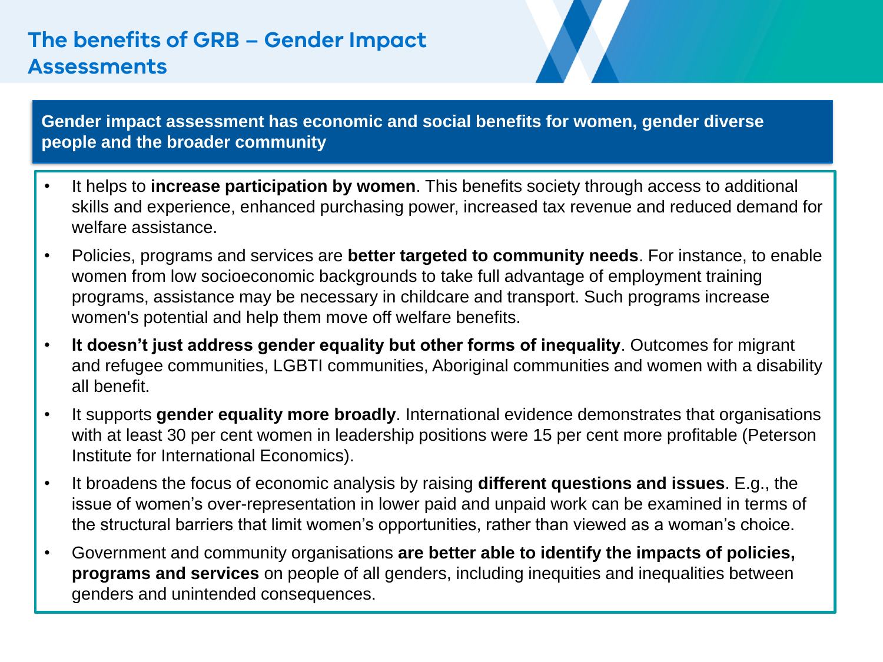# The benefits of GRB – Gender Impact Assessments

**Gender impact assessment has economic and social benefits for women, gender diverse people and the broader community**

- It helps to **increase participation by women**. This benefits society through access to additional skills and experience, enhanced purchasing power, increased tax revenue and reduced demand for welfare assistance.
- Policies, programs and services are **better targeted to community needs**. For instance, to enable women from low socioeconomic backgrounds to take full advantage of employment training programs, assistance may be necessary in childcare and transport. Such programs increase women's potential and help them move off welfare benefits.
- **It doesn’t just address gender equality but other forms of inequality**. Outcomes for migrant and refugee communities, LGBTI communities, Aboriginal communities and women with a disability all benefit.
- It supports **gender equality more broadly**. International evidence demonstrates that organisations with at least 30 per cent women in leadership positions were 15 per cent more profitable (Peterson Institute for International Economics).
- It broadens the focus of economic analysis by raising **different questions and issues**. E.g., the issue of women’s over-representation in lower paid and unpaid work can be examined in terms of the structural barriers that limit women’s opportunities, rather than viewed as a woman’s choice.
- Government and community organisations **are better able to identify the impacts of policies, programs and services** on people of all genders, including inequities and inequalities between genders and unintended consequences.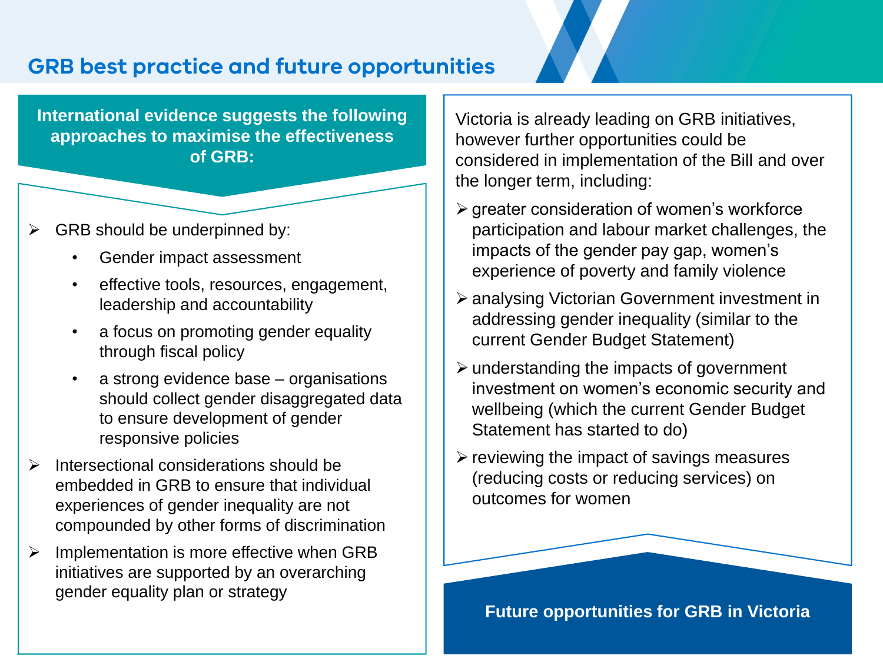# GRB best practice and future opportunities

**International evidence suggests the following approaches to maximise the effectiveness of GRB:**

- GRB should be underpinned by:
  - Gender impact assessment
  - effective tools, resources, engagement, leadership and accountability
  - a focus on promoting gender equality through fiscal policy
  - a strong evidence base – organisations should collect gender disaggregated data to ensure development of gender responsive policies
- Intersectional considerations should be embedded in GRB to ensure that individual experiences of gender inequality are not compounded by other forms of discrimination
- Implementation is more effective when GRB initiatives are supported by an overarching gender equality plan or strategy

Victoria is already leading on GRB initiatives, however further opportunities could be considered in implementation of the Bill and over the longer term, including:

- greater consideration of women's workforce participation and labour market challenges, the impacts of the gender pay gap, women's experience of poverty and family violence
- analysing Victorian Government investment in addressing gender inequality (similar to the current Gender Budget Statement)
- understanding the impacts of government investment on women's economic security and wellbeing (which the current Gender Budget Statement has started to do)
- reviewing the impact of savings measures (reducing costs or reducing services) on outcomes for women

**Future opportunities for GRB in Victoria**